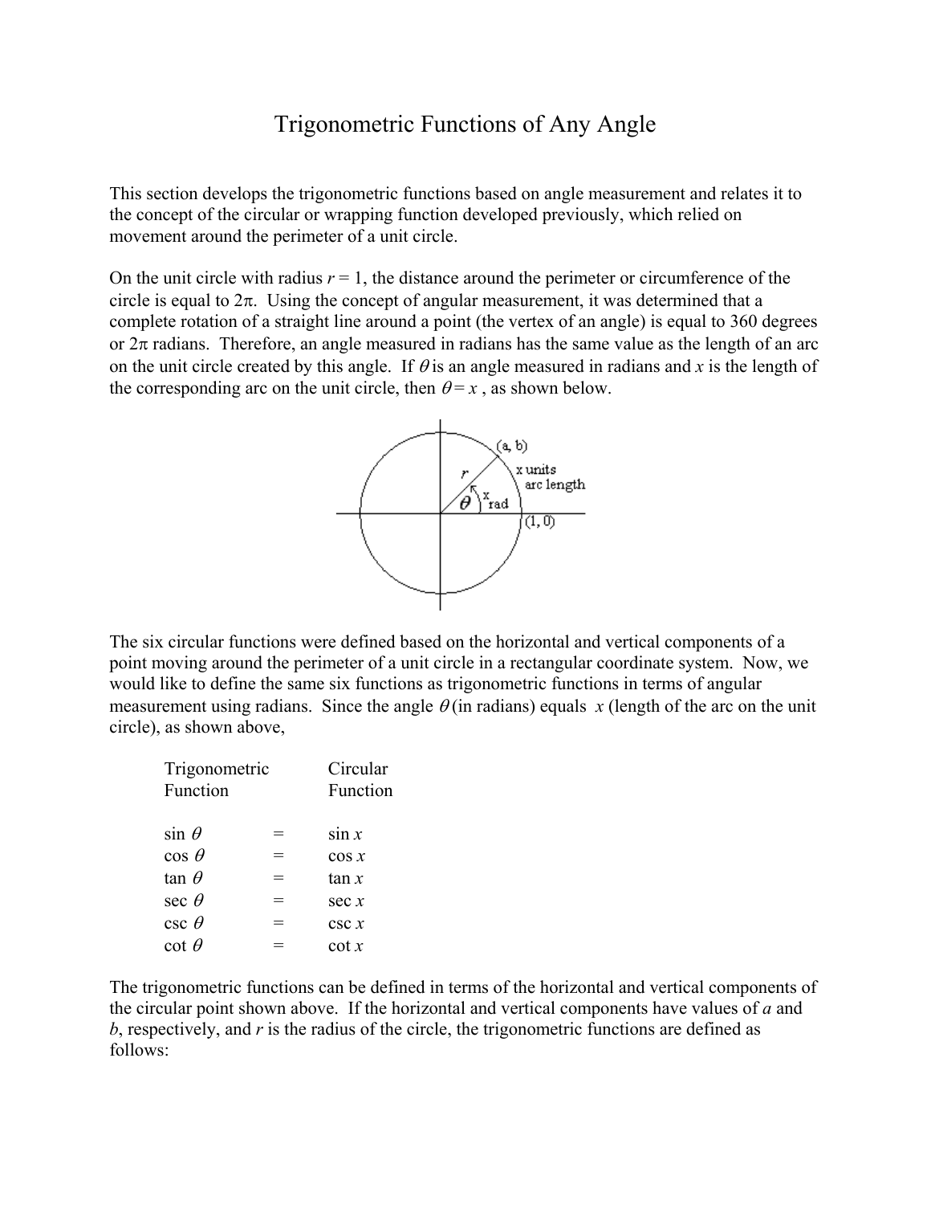# Trigonometric Functions of Any Angle

This section develops the trigonometric functions based on angle measurement and relates it to the concept of the circular or wrapping function developed previously, which relied on movement around the perimeter of a unit circle.

On the unit circle with radius $r = 1$, the distance around the perimeter or circumference of the circle is equal to $2\pi$. Using the concept of angular measurement, it was determined that a complete rotation of a straight line around a point (the vertex of an angle) is equal to 360 degrees or $2\pi$ radians. Therefore, an angle measured in radians has the same value as the length of an arc on the unit circle created by this angle. If $\theta$ is an angle measured in radians and $x$ is the length of the corresponding arc on the unit circle, then $\theta = x$, as shown below.

The six circular functions were defined based on the horizontal and vertical components of a point moving around the perimeter of a unit circle in a rectangular coordinate system. Now, we would like to define the same six functions as trigonometric functions in terms of angular measurement using radians. Since the angle $\theta$ (in radians) equals $x$ (length of the arc on the unit circle), as shown above,

| Trigonometric Function | | Circular Function |
|---|---|---|
| $\sin \theta$ | = | $\sin x$ |
| $\cos \theta$ | = | $\cos x$ |
| $\tan \theta$ | = | $\tan x$ |
| $\sec \theta$ | = | $\sec x$ |
| $\csc \theta$ | = | $\csc x$ |
| $\cot \theta$ | = | $\cot x$ |

The trigonometric functions can be defined in terms of the horizontal and vertical components of the circular point shown above. If the horizontal and vertical components have values of $a$ and $b$, respectively, and $r$ is the radius of the circle, the trigonometric functions are defined as follows: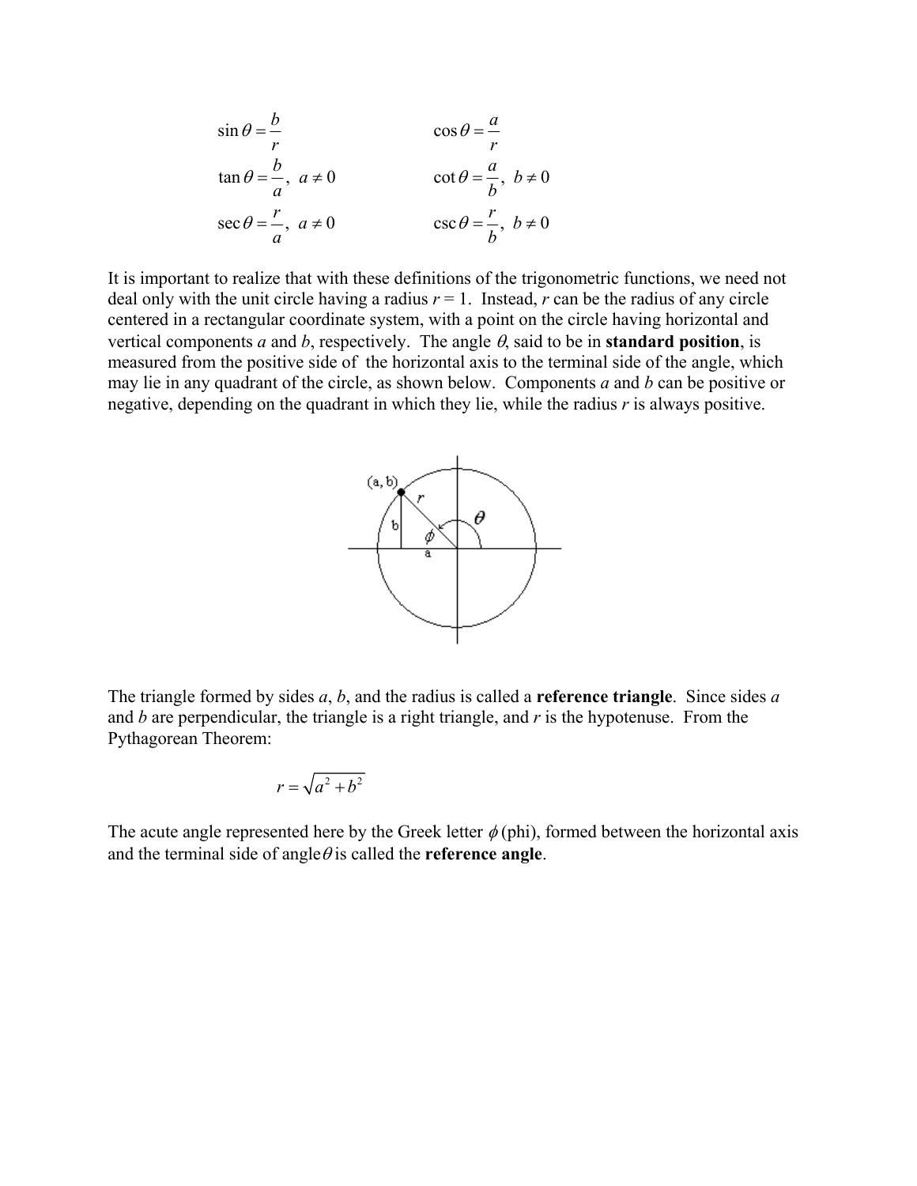$$\sin\theta = \frac{b}{r} \qquad\qquad \cos\theta = \frac{a}{r}$$

$$\tan\theta = \frac{b}{a},\ a \neq 0 \qquad\qquad \cot\theta = \frac{a}{b},\ b \neq 0$$

$$\sec\theta = \frac{r}{a},\ a \neq 0 \qquad\qquad \csc\theta = \frac{r}{b},\ b \neq 0$$

It is important to realize that with these definitions of the trigonometric functions, we need not deal only with the unit circle having a radius $r = 1$. Instead, $r$ can be the radius of any circle centered in a rectangular coordinate system, with a point on the circle having horizontal and vertical components $a$ and $b$, respectively. The angle $\theta$, said to be in **standard position**, is measured from the positive side of the horizontal axis to the terminal side of the angle, which may lie in any quadrant of the circle, as shown below. Components $a$ and $b$ can be positive or negative, depending on the quadrant in which they lie, while the radius $r$ is always positive.

The triangle formed by sides $a$, $b$, and the radius is called a **reference triangle**. Since sides $a$ and $b$ are perpendicular, the triangle is a right triangle, and $r$ is the hypotenuse. From the Pythagorean Theorem:

$$r = \sqrt{a^2 + b^2}$$

The acute angle represented here by the Greek letter $\phi$ (phi), formed between the horizontal axis and the terminal side of angle $\theta$ is called the **reference angle**.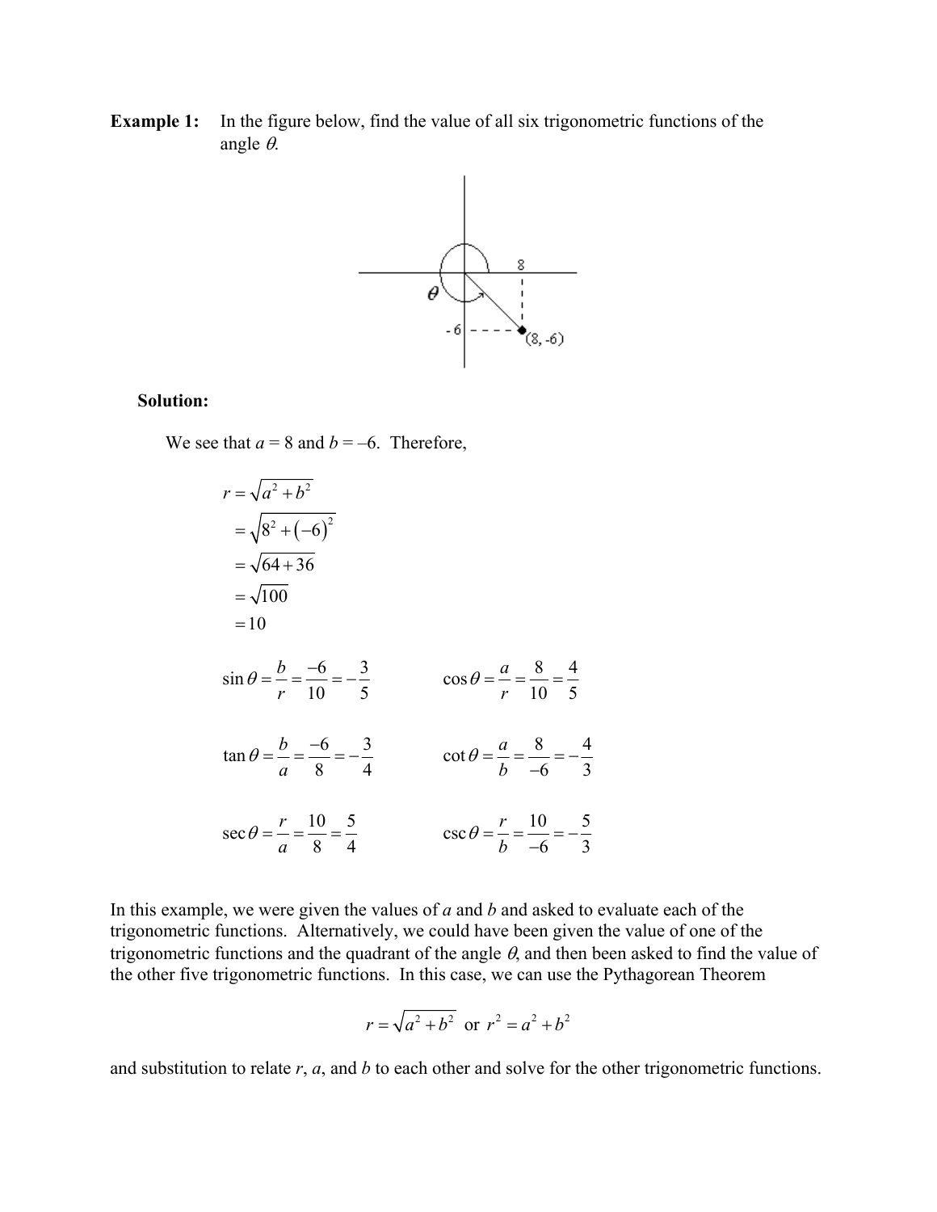**Example 1:** In the figure below, find the value of all six trigonometric functions of the angle $\theta$.

**Solution:**

We see that $a = 8$ and $b = -6$. Therefore,

$$
\begin{aligned}
r &= \sqrt{a^2 + b^2} \\
&= \sqrt{8^2 + (-6)^2} \\
&= \sqrt{64 + 36} \\
&= \sqrt{100} \\
&= 10
\end{aligned}
$$

$$\sin\theta = \frac{b}{r} = \frac{-6}{10} = -\frac{3}{5} \qquad \cos\theta = \frac{a}{r} = \frac{8}{10} = \frac{4}{5}$$

$$\tan\theta = \frac{b}{a} = \frac{-6}{8} = -\frac{3}{4} \qquad \cot\theta = \frac{a}{b} = \frac{8}{-6} = -\frac{4}{3}$$

$$\sec\theta = \frac{r}{a} = \frac{10}{8} = \frac{5}{4} \qquad \csc\theta = \frac{r}{b} = \frac{10}{-6} = -\frac{5}{3}$$

In this example, we were given the values of $a$ and $b$ and asked to evaluate each of the trigonometric functions. Alternatively, we could have been given the value of one of the trigonometric functions and the quadrant of the angle $\theta$, and then been asked to find the value of the other five trigonometric functions. In this case, we can use the Pythagorean Theorem

$$r = \sqrt{a^2 + b^2} \text{ or } r^2 = a^2 + b^2$$

and substitution to relate $r$, $a$, and $b$ to each other and solve for the other trigonometric functions.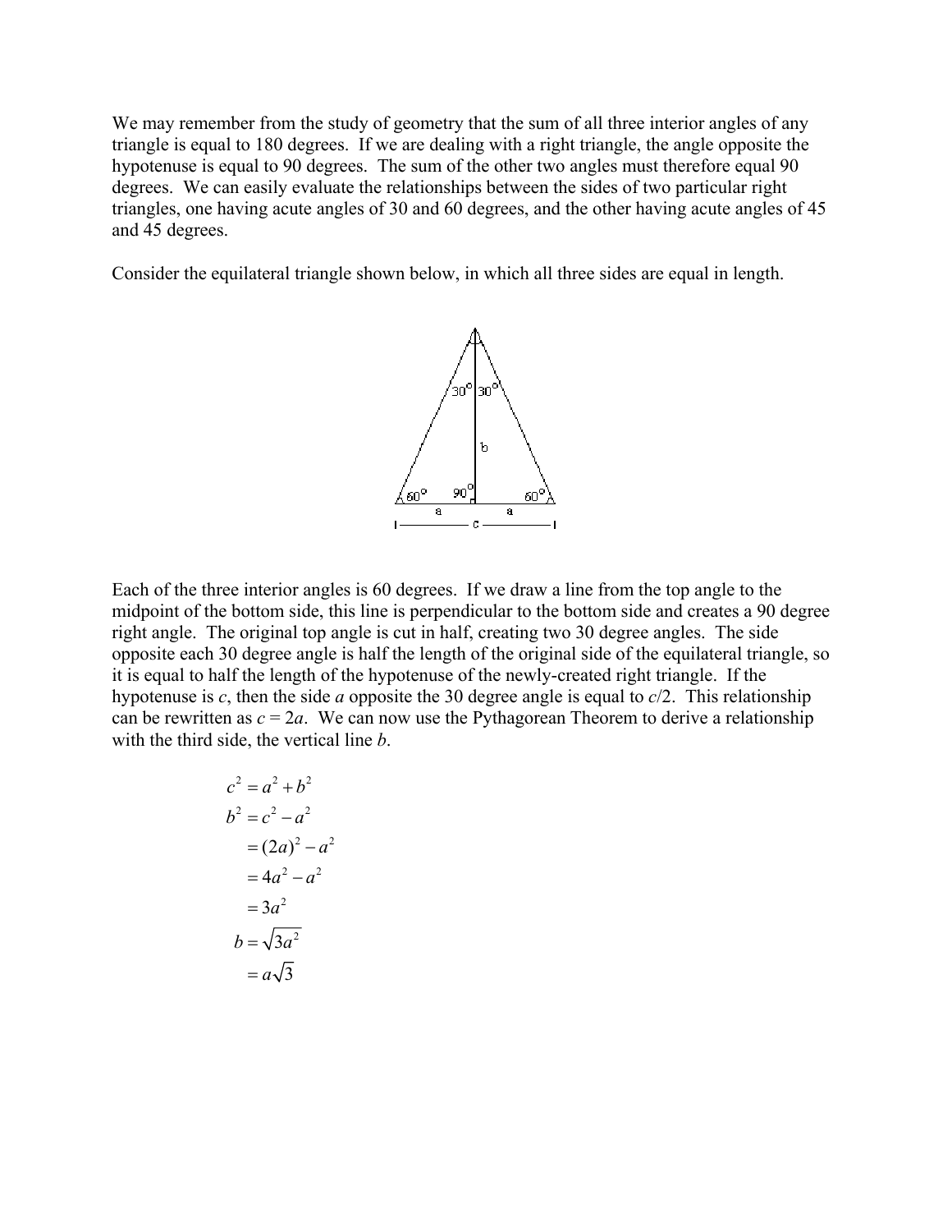We may remember from the study of geometry that the sum of all three interior angles of any triangle is equal to 180 degrees. If we are dealing with a right triangle, the angle opposite the hypotenuse is equal to 90 degrees. The sum of the other two angles must therefore equal 90 degrees. We can easily evaluate the relationships between the sides of two particular right triangles, one having acute angles of 30 and 60 degrees, and the other having acute angles of 45 and 45 degrees.

Consider the equilateral triangle shown below, in which all three sides are equal in length.

Each of the three interior angles is 60 degrees. If we draw a line from the top angle to the midpoint of the bottom side, this line is perpendicular to the bottom side and creates a 90 degree right angle. The original top angle is cut in half, creating two 30 degree angles. The side opposite each 30 degree angle is half the length of the original side of the equilateral triangle, so it is equal to half the length of the hypotenuse of the newly-created right triangle. If the hypotenuse is $c$, then the side $a$ opposite the 30 degree angle is equal to $c/2$. This relationship can be rewritten as $c = 2a$. We can now use the Pythagorean Theorem to derive a relationship with the third side, the vertical line $b$.

$$
\begin{aligned}
c^2 &= a^2 + b^2 \\
b^2 &= c^2 - a^2 \\
&= (2a)^2 - a^2 \\
&= 4a^2 - a^2 \\
&= 3a^2 \\
b &= \sqrt{3a^2} \\
&= a\sqrt{3}
\end{aligned}
$$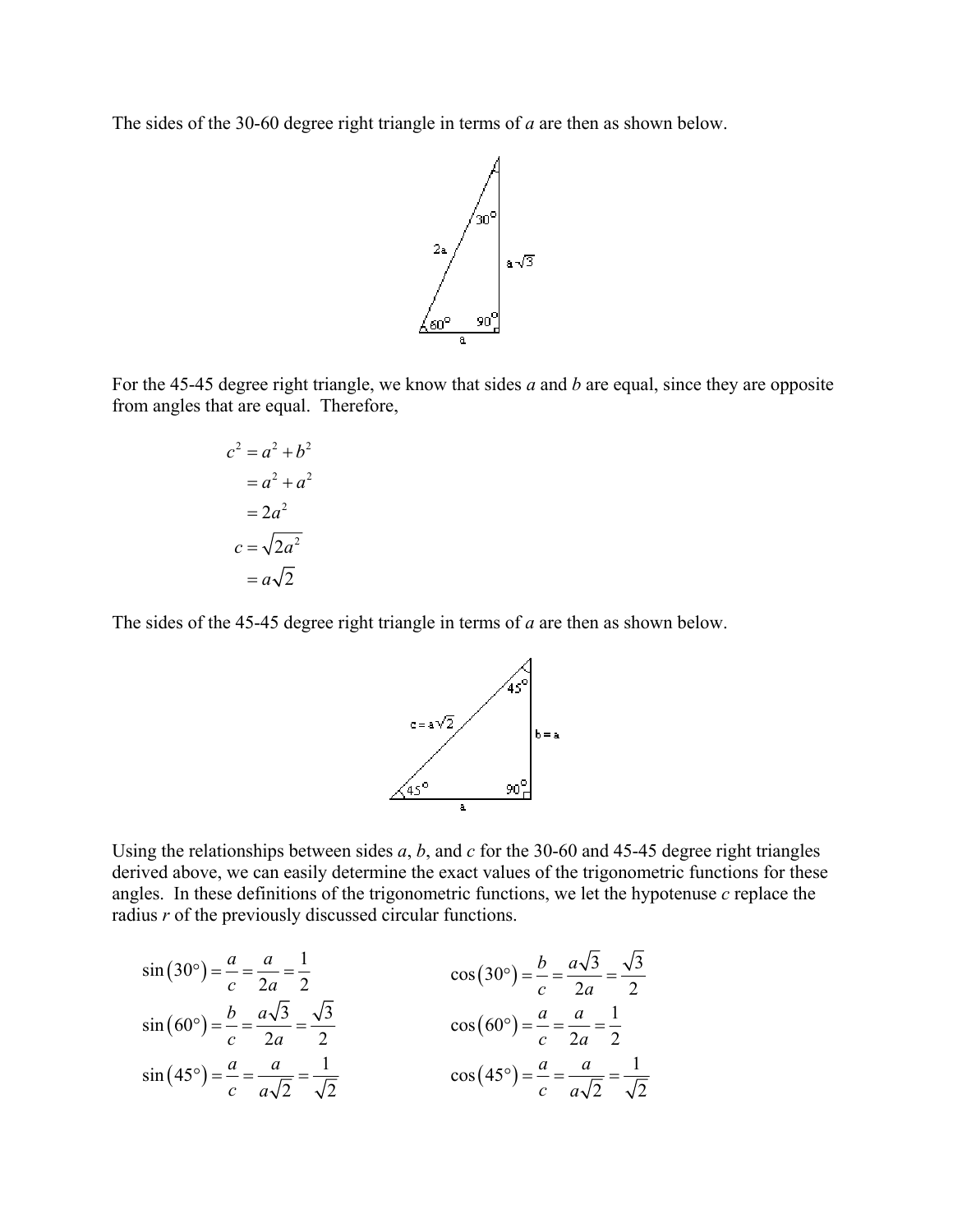The sides of the 30-60 degree right triangle in terms of *a* are then as shown below.

2a

30°

$a\sqrt{3}$

60°

90°

a

For the 45-45 degree right triangle, we know that sides *a* and *b* are equal, since they are opposite from angles that are equal. Therefore,

$$
\begin{aligned}
c^2 &= a^2 + b^2 \\
&= a^2 + a^2 \\
&= 2a^2 \\
c &= \sqrt{2a^2} \\
&= a\sqrt{2}
\end{aligned}
$$

The sides of the 45-45 degree right triangle in terms of *a* are then as shown below.

45°

$c = a\sqrt{2}$

$b = a$

45°

90°

a

Using the relationships between sides *a*, *b*, and *c* for the 30-60 and 45-45 degree right triangles derived above, we can easily determine the exact values of the trigonometric functions for these angles. In these definitions of the trigonometric functions, we let the hypotenuse *c* replace the radius *r* of the previously discussed circular functions.

$$\sin(30°) = \frac{a}{c} = \frac{a}{2a} = \frac{1}{2} \qquad \cos(30°) = \frac{b}{c} = \frac{a\sqrt{3}}{2a} = \frac{\sqrt{3}}{2}$$

$$\sin(60°) = \frac{b}{c} = \frac{a\sqrt{3}}{2a} = \frac{\sqrt{3}}{2} \qquad \cos(60°) = \frac{a}{c} = \frac{a}{2a} = \frac{1}{2}$$

$$\sin(45°) = \frac{a}{c} = \frac{a}{a\sqrt{2}} = \frac{1}{\sqrt{2}} \qquad \cos(45°) = \frac{a}{c} = \frac{a}{a\sqrt{2}} = \frac{1}{\sqrt{2}}$$